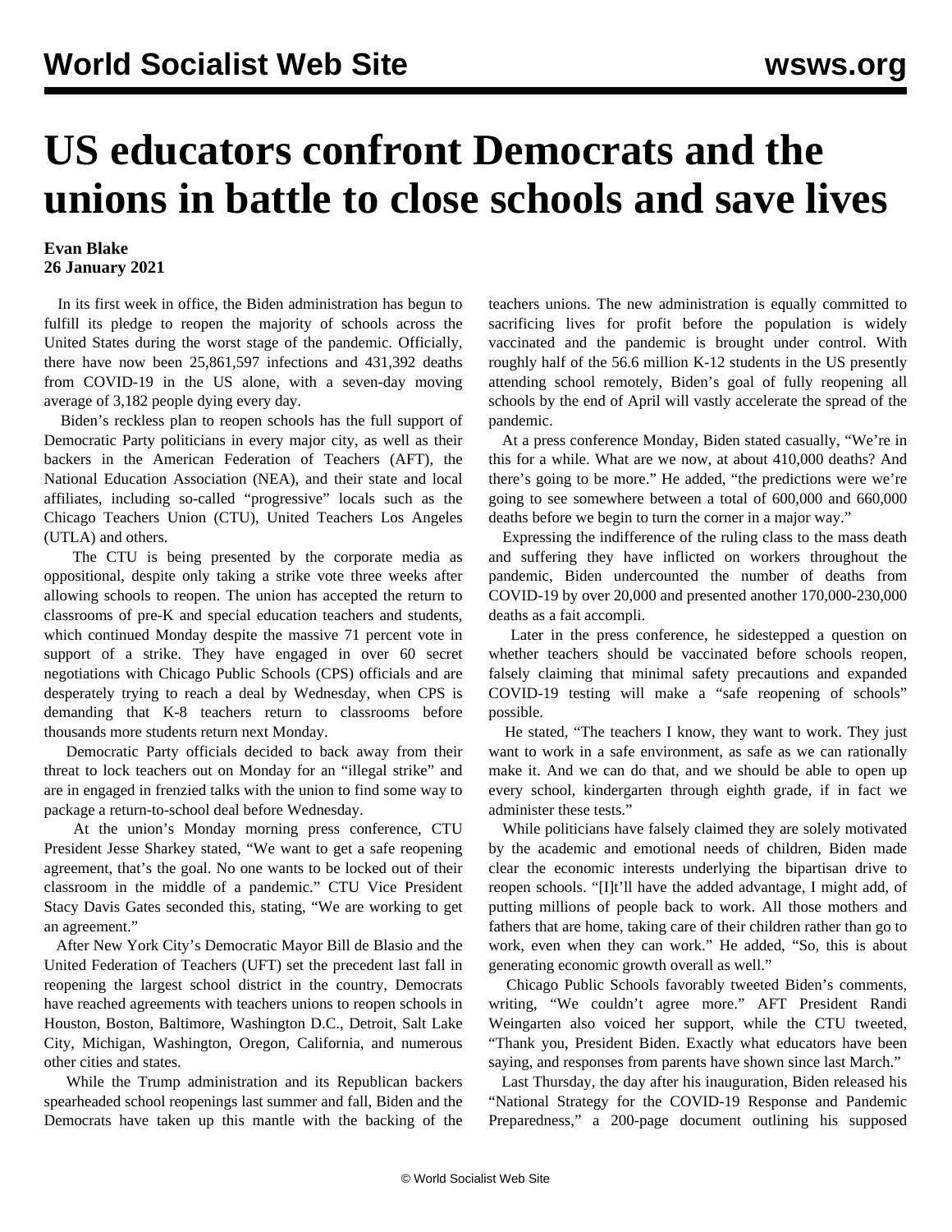# US educators confront Democrats and the unions in battle to close schools and save lives

**Evan Blake**
**26 January 2021**

In its first week in office, the Biden administration has begun to fulfill its pledge to reopen the majority of schools across the United States during the worst stage of the pandemic. Officially, there have now been 25,861,597 infections and 431,392 deaths from COVID-19 in the US alone, with a seven-day moving average of 3,182 people dying every day.

Biden's reckless plan to reopen schools has the full support of Democratic Party politicians in every major city, as well as their backers in the American Federation of Teachers (AFT), the National Education Association (NEA), and their state and local affiliates, including so-called "progressive" locals such as the Chicago Teachers Union (CTU), United Teachers Los Angeles (UTLA) and others.

The CTU is being presented by the corporate media as oppositional, despite only taking a strike vote three weeks after allowing schools to reopen. The union has accepted the return to classrooms of pre-K and special education teachers and students, which continued Monday despite the massive 71 percent vote in support of a strike. They have engaged in over 60 secret negotiations with Chicago Public Schools (CPS) officials and are desperately trying to reach a deal by Wednesday, when CPS is demanding that K-8 teachers return to classrooms before thousands more students return next Monday.

Democratic Party officials decided to back away from their threat to lock teachers out on Monday for an "illegal strike" and are in engaged in frenzied talks with the union to find some way to package a return-to-school deal before Wednesday.

At the union's Monday morning press conference, CTU President Jesse Sharkey stated, "We want to get a safe reopening agreement, that's the goal. No one wants to be locked out of their classroom in the middle of a pandemic." CTU Vice President Stacy Davis Gates seconded this, stating, "We are working to get an agreement."

After New York City's Democratic Mayor Bill de Blasio and the United Federation of Teachers (UFT) set the precedent last fall in reopening the largest school district in the country, Democrats have reached agreements with teachers unions to reopen schools in Houston, Boston, Baltimore, Washington D.C., Detroit, Salt Lake City, Michigan, Washington, Oregon, California, and numerous other cities and states.

While the Trump administration and its Republican backers spearheaded school reopenings last summer and fall, Biden and the Democrats have taken up this mantle with the backing of the teachers unions. The new administration is equally committed to sacrificing lives for profit before the population is widely vaccinated and the pandemic is brought under control. With roughly half of the 56.6 million K-12 students in the US presently attending school remotely, Biden's goal of fully reopening all schools by the end of April will vastly accelerate the spread of the pandemic.

At a press conference Monday, Biden stated casually, "We're in this for a while. What are we now, at about 410,000 deaths? And there's going to be more." He added, "the predictions were we're going to see somewhere between a total of 600,000 and 660,000 deaths before we begin to turn the corner in a major way."

Expressing the indifference of the ruling class to the mass death and suffering they have inflicted on workers throughout the pandemic, Biden undercounted the number of deaths from COVID-19 by over 20,000 and presented another 170,000-230,000 deaths as a fait accompli.

Later in the press conference, he sidestepped a question on whether teachers should be vaccinated before schools reopen, falsely claiming that minimal safety precautions and expanded COVID-19 testing will make a "safe reopening of schools" possible.

He stated, "The teachers I know, they want to work. They just want to work in a safe environment, as safe as we can rationally make it. And we can do that, and we should be able to open up every school, kindergarten through eighth grade, if in fact we administer these tests."

While politicians have falsely claimed they are solely motivated by the academic and emotional needs of children, Biden made clear the economic interests underlying the bipartisan drive to reopen schools. "[I]t'll have the added advantage, I might add, of putting millions of people back to work. All those mothers and fathers that are home, taking care of their children rather than go to work, even when they can work." He added, "So, this is about generating economic growth overall as well."

Chicago Public Schools favorably tweeted Biden's comments, writing, "We couldn't agree more." AFT President Randi Weingarten also voiced her support, while the CTU tweeted, "Thank you, President Biden. Exactly what educators have been saying, and responses from parents have shown since last March."

Last Thursday, the day after his inauguration, Biden released his "National Strategy for the COVID-19 Response and Pandemic Preparedness," a 200-page document outlining his supposed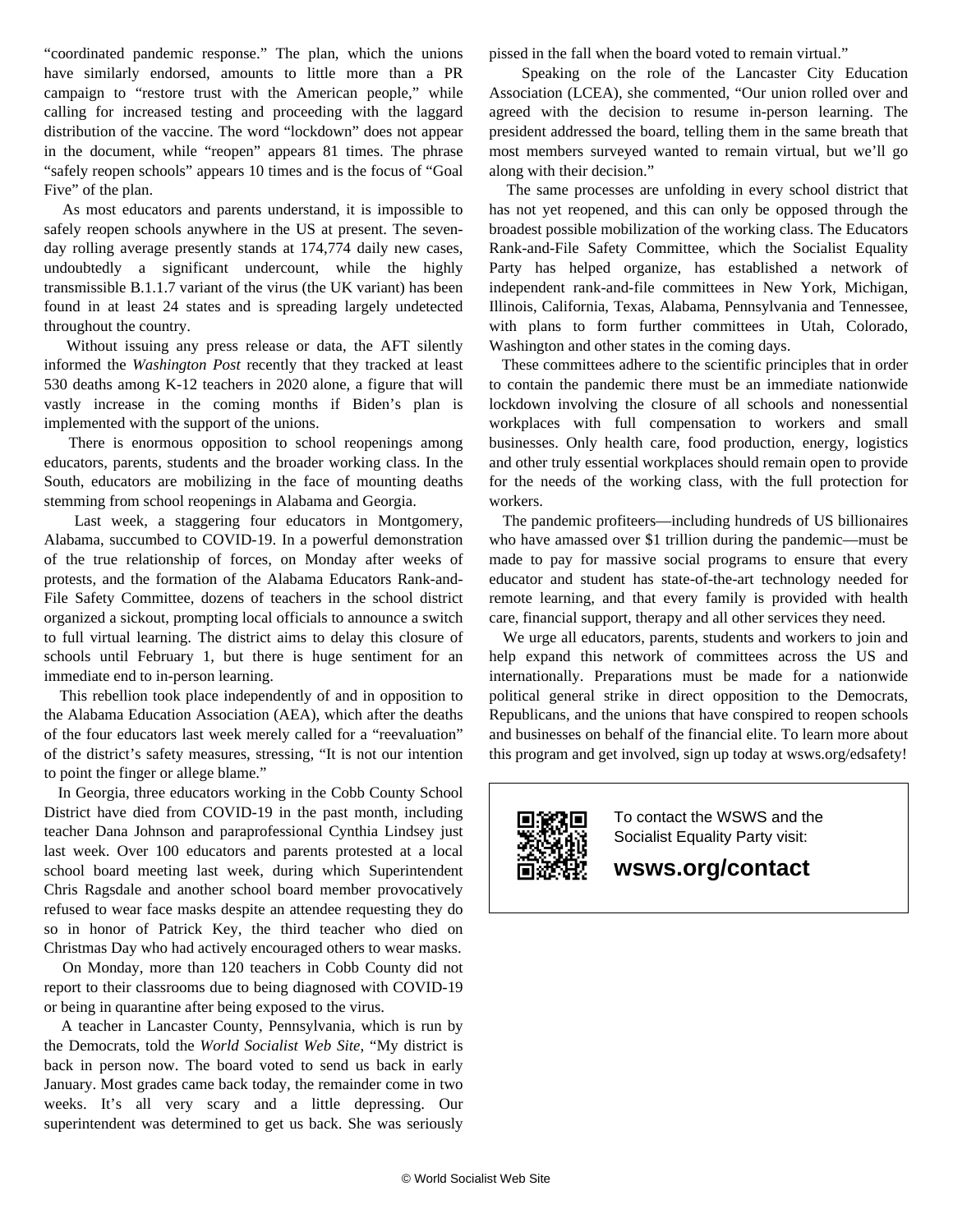"coordinated pandemic response." The plan, which the unions have similarly endorsed, amounts to little more than a PR campaign to "restore trust with the American people," while calling for increased testing and proceeding with the laggard distribution of the vaccine. The word "lockdown" does not appear in the document, while "reopen" appears 81 times. The phrase "safely reopen schools" appears 10 times and is the focus of "Goal Five" of the plan.

As most educators and parents understand, it is impossible to safely reopen schools anywhere in the US at present. The seven-day rolling average presently stands at 174,774 daily new cases, undoubtedly a significant undercount, while the highly transmissible B.1.1.7 variant of the virus (the UK variant) has been found in at least 24 states and is spreading largely undetected throughout the country.

Without issuing any press release or data, the AFT silently informed the *Washington Post* recently that they tracked at least 530 deaths among K-12 teachers in 2020 alone, a figure that will vastly increase in the coming months if Biden's plan is implemented with the support of the unions.

There is enormous opposition to school reopenings among educators, parents, students and the broader working class. In the South, educators are mobilizing in the face of mounting deaths stemming from school reopenings in Alabama and Georgia.

Last week, a staggering four educators in Montgomery, Alabama, succumbed to COVID-19. In a powerful demonstration of the true relationship of forces, on Monday after weeks of protests, and the formation of the Alabama Educators Rank-and-File Safety Committee, dozens of teachers in the school district organized a sickout, prompting local officials to announce a switch to full virtual learning. The district aims to delay this closure of schools until February 1, but there is huge sentiment for an immediate end to in-person learning.

This rebellion took place independently of and in opposition to the Alabama Education Association (AEA), which after the deaths of the four educators last week merely called for a "reevaluation" of the district's safety measures, stressing, "It is not our intention to point the finger or allege blame."

In Georgia, three educators working in the Cobb County School District have died from COVID-19 in the past month, including teacher Dana Johnson and paraprofessional Cynthia Lindsey just last week. Over 100 educators and parents protested at a local school board meeting last week, during which Superintendent Chris Ragsdale and another school board member provocatively refused to wear face masks despite an attendee requesting they do so in honor of Patrick Key, the third teacher who died on Christmas Day who had actively encouraged others to wear masks.

On Monday, more than 120 teachers in Cobb County did not report to their classrooms due to being diagnosed with COVID-19 or being in quarantine after being exposed to the virus.

A teacher in Lancaster County, Pennsylvania, which is run by the Democrats, told the *World Socialist Web Site*, "My district is back in person now. The board voted to send us back in early January. Most grades came back today, the remainder come in two weeks. It's all very scary and a little depressing. Our superintendent was determined to get us back. She was seriously pissed in the fall when the board voted to remain virtual."

Speaking on the role of the Lancaster City Education Association (LCEA), she commented, "Our union rolled over and agreed with the decision to resume in-person learning. The president addressed the board, telling them in the same breath that most members surveyed wanted to remain virtual, but we'll go along with their decision."

The same processes are unfolding in every school district that has not yet reopened, and this can only be opposed through the broadest possible mobilization of the working class. The Educators Rank-and-File Safety Committee, which the Socialist Equality Party has helped organize, has established a network of independent rank-and-file committees in New York, Michigan, Illinois, California, Texas, Alabama, Pennsylvania and Tennessee, with plans to form further committees in Utah, Colorado, Washington and other states in the coming days.

These committees adhere to the scientific principles that in order to contain the pandemic there must be an immediate nationwide lockdown involving the closure of all schools and nonessential workplaces with full compensation to workers and small businesses. Only health care, food production, energy, logistics and other truly essential workplaces should remain open to provide for the needs of the working class, with the full protection for workers.

The pandemic profiteers—including hundreds of US billionaires who have amassed over $1 trillion during the pandemic—must be made to pay for massive social programs to ensure that every educator and student has state-of-the-art technology needed for remote learning, and that every family is provided with health care, financial support, therapy and all other services they need.

We urge all educators, parents, students and workers to join and help expand this network of committees across the US and internationally. Preparations must be made for a nationwide political general strike in direct opposition to the Democrats, Republicans, and the unions that have conspired to reopen schools and businesses on behalf of the financial elite. To learn more about this program and get involved, sign up today at wsws.org/edsafety!

To contact the WSWS and the Socialist Equality Party visit:

**wsws.org/contact**